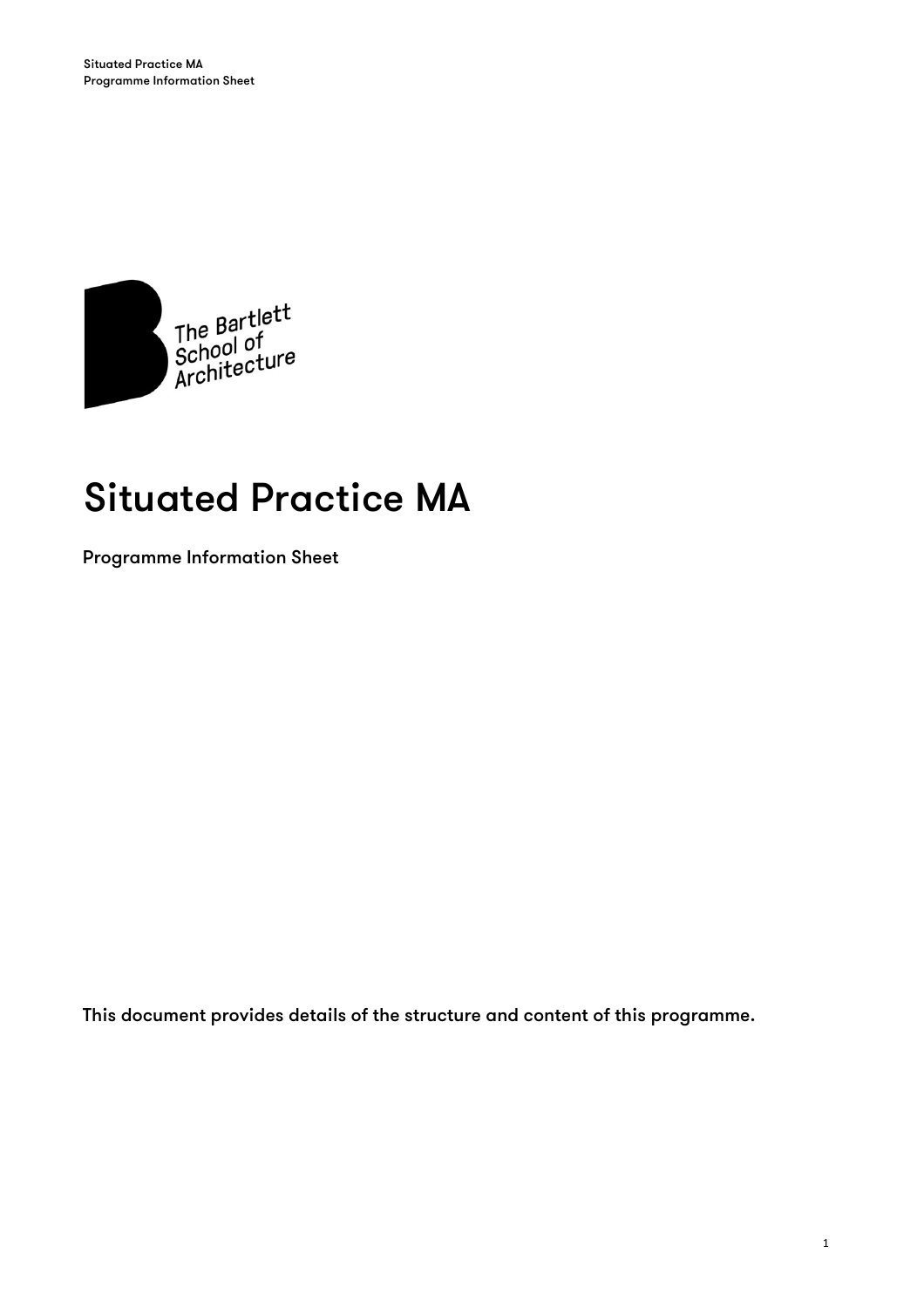# Situated Practice MA

Programme Information Sheet

This document provides details of the structure and content of this programme.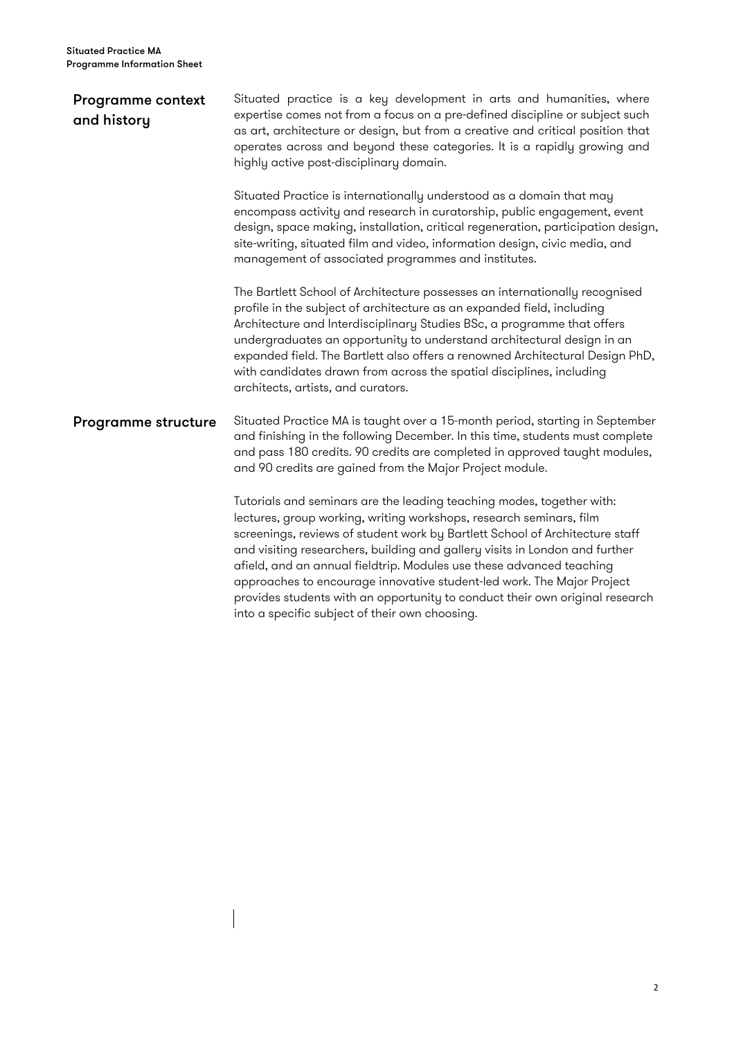## Programme context and history

Situated practice is a key development in arts and humanities, where expertise comes not from a focus on a pre-defined discipline or subject such as art, architecture or design, but from a creative and critical position that operates across and beyond these categories. It is a rapidly growing and highly active post-disciplinary domain.

Situated Practice is internationally understood as a domain that may encompass activity and research in curatorship, public engagement, event design, space making, installation, critical regeneration, participation design, site-writing, situated film and video, information design, civic media, and management of associated programmes and institutes.

The Bartlett School of Architecture possesses an internationally recognised profile in the subject of architecture as an expanded field, including Architecture and Interdisciplinary Studies BSc, a programme that offers undergraduates an opportunity to understand architectural design in an expanded field. The Bartlett also offers a renowned Architectural Design PhD, with candidates drawn from across the spatial disciplines, including architects, artists, and curators.

## Programme structure

Situated Practice MA is taught over a 15-month period, starting in September and finishing in the following December. In this time, students must complete and pass 180 credits. 90 credits are completed in approved taught modules, and 90 credits are gained from the Major Project module.

Tutorials and seminars are the leading teaching modes, together with: lectures, group working, writing workshops, research seminars, film screenings, reviews of student work by Bartlett School of Architecture staff and visiting researchers, building and gallery visits in London and further afield, and an annual fieldtrip. Modules use these advanced teaching approaches to encourage innovative student-led work. The Major Project provides students with an opportunity to conduct their own original research into a specific subject of their own choosing.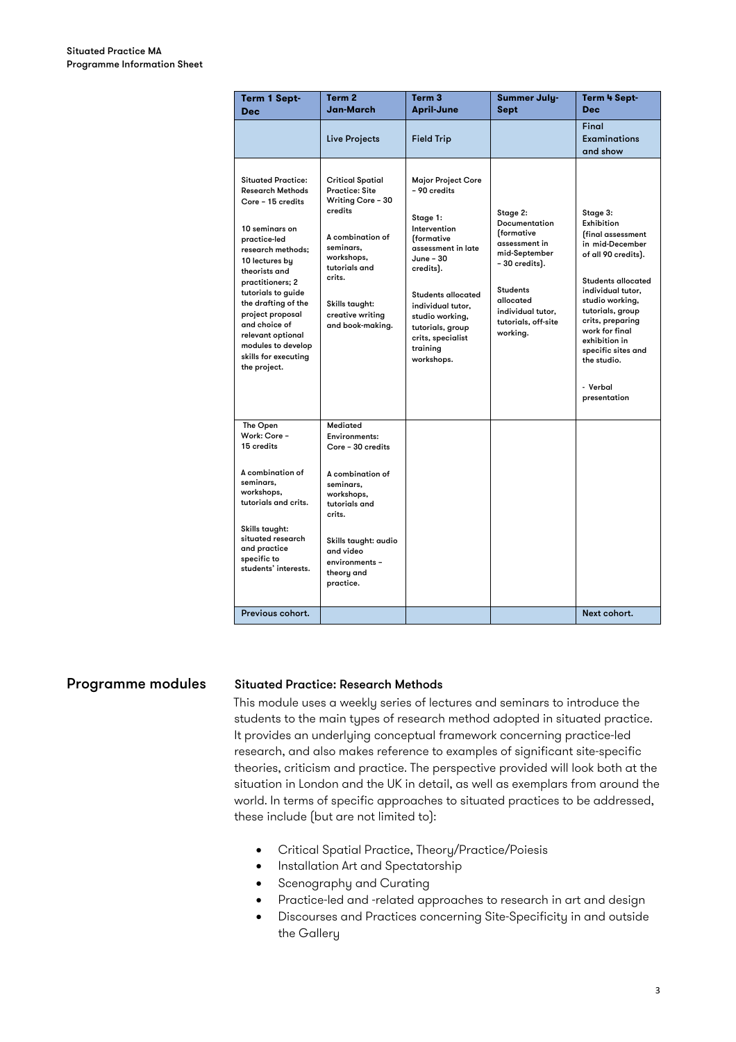**Situated Practice MA**
**Programme Information Sheet**

| Term 1 Sept-Dec | Term 2 Jan-March | Term 3 April-June | Summer July-Sept | Term 4 Sept-Dec |
|---|---|---|---|---|
| | Live Projects | Field Trip | | Final Examinations and show |
| Situated Practice: Research Methods Core – 15 credits<br><br>10 seminars on practice-led research methods; 10 lectures by theorists and practitioners; 2 tutorials to guide the drafting of the project proposal and choice of relevant optional modules to develop skills for executing the project. | Critical Spatial Practice: Site Writing Core – 30 credits<br><br>A combination of seminars, workshops, tutorials and crits.<br><br>Skills taught: creative writing and book-making. | Major Project Core – 90 credits<br><br>Stage 1: Intervention (formative assessment in late June – 30 credits).<br><br>Students allocated individual tutor, studio working, tutorials, group crits, specialist training workshops. | Stage 2: Documentation (formative assessment in mid-September – 30 credits).<br><br>Students allocated individual tutor, tutorials, off-site working. | Stage 3: Exhibition (final assessment in mid-December of all 90 credits).<br><br>Students allocated individual tutor, studio working, tutorials, group crits, preparing work for final exhibition in specific sites and the studio.<br><br>- Verbal presentation |
| The Open Work: Core – 15 credits<br><br>A combination of seminars, workshops, tutorials and crits.<br><br>Skills taught: situated research and practice specific to students' interests. | Mediated Environments: Core – 30 credits<br><br>A combination of seminars, workshops, tutorials and crits.<br><br>Skills taught: audio and video environments – theory and practice. | | | |
| Previous cohort. | | | | Next cohort. |

## Programme modules

### Situated Practice: Research Methods

This module uses a weekly series of lectures and seminars to introduce the students to the main types of research method adopted in situated practice. It provides an underlying conceptual framework concerning practice-led research, and also makes reference to examples of significant site-specific theories, criticism and practice. The perspective provided will look both at the situation in London and the UK in detail, as well as exemplars from around the world. In terms of specific approaches to situated practices to be addressed, these include (but are not limited to):

- Critical Spatial Practice, Theory/Practice/Poiesis
- Installation Art and Spectatorship
- Scenography and Curating
- Practice-led and -related approaches to research in art and design
- Discourses and Practices concerning Site-Specificity in and outside the Gallery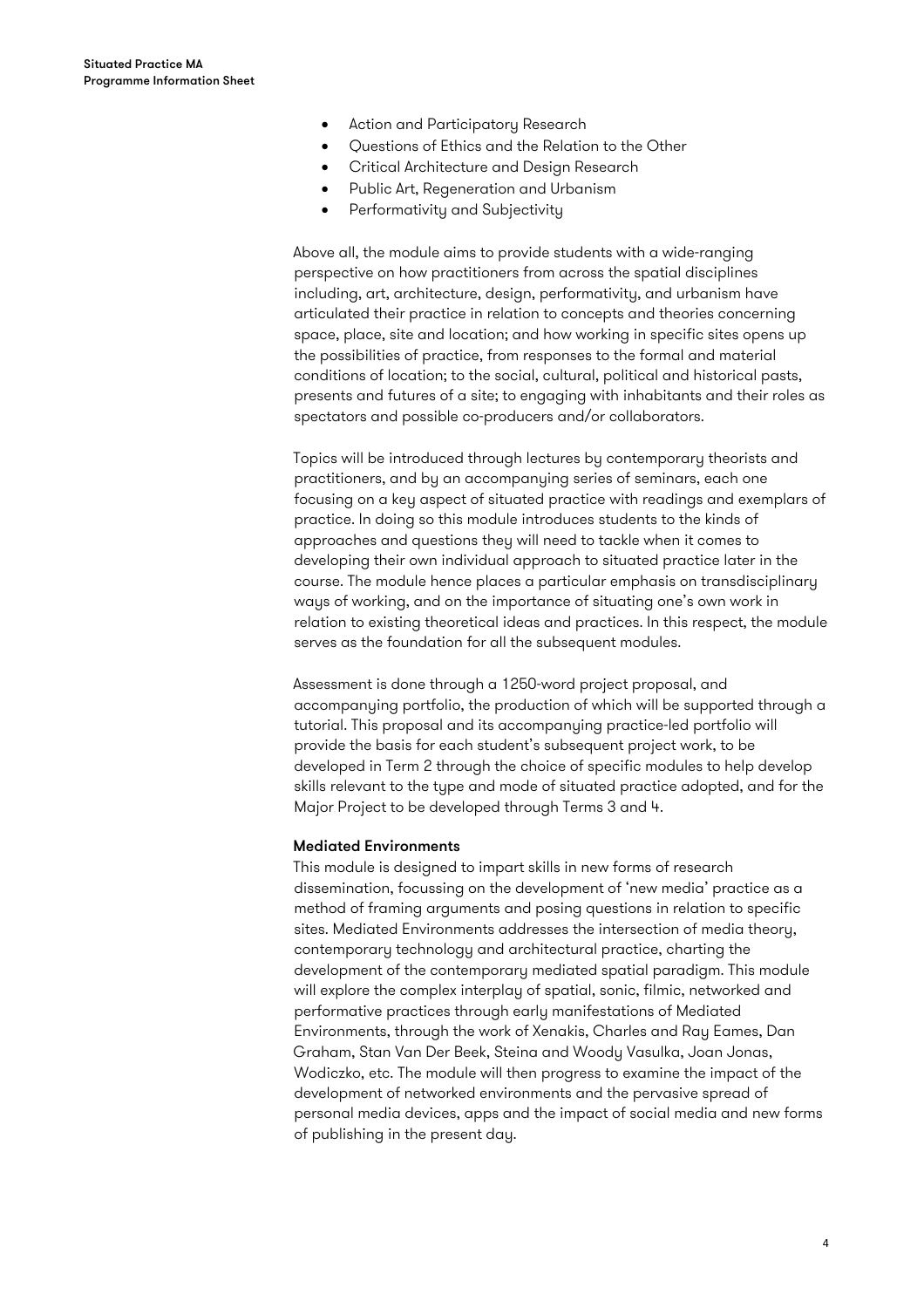- Action and Participatory Research
- Questions of Ethics and the Relation to the Other
- Critical Architecture and Design Research
- Public Art, Regeneration and Urbanism
- Performativity and Subjectivity

Above all, the module aims to provide students with a wide-ranging perspective on how practitioners from across the spatial disciplines including, art, architecture, design, performativity, and urbanism have articulated their practice in relation to concepts and theories concerning space, place, site and location; and how working in specific sites opens up the possibilities of practice, from responses to the formal and material conditions of location; to the social, cultural, political and historical pasts, presents and futures of a site; to engaging with inhabitants and their roles as spectators and possible co-producers and/or collaborators.

Topics will be introduced through lectures by contemporary theorists and practitioners, and by an accompanying series of seminars, each one focusing on a key aspect of situated practice with readings and exemplars of practice. In doing so this module introduces students to the kinds of approaches and questions they will need to tackle when it comes to developing their own individual approach to situated practice later in the course. The module hence places a particular emphasis on transdisciplinary ways of working, and on the importance of situating one's own work in relation to existing theoretical ideas and practices. In this respect, the module serves as the foundation for all the subsequent modules.

Assessment is done through a 1250-word project proposal, and accompanying portfolio, the production of which will be supported through a tutorial. This proposal and its accompanying practice-led portfolio will provide the basis for each student's subsequent project work, to be developed in Term 2 through the choice of specific modules to help develop skills relevant to the type and mode of situated practice adopted, and for the Major Project to be developed through Terms 3 and 4.

**Mediated Environments**

This module is designed to impart skills in new forms of research dissemination, focussing on the development of 'new media' practice as a method of framing arguments and posing questions in relation to specific sites. Mediated Environments addresses the intersection of media theory, contemporary technology and architectural practice, charting the development of the contemporary mediated spatial paradigm. This module will explore the complex interplay of spatial, sonic, filmic, networked and performative practices through early manifestations of Mediated Environments, through the work of Xenakis, Charles and Ray Eames, Dan Graham, Stan Van Der Beek, Steina and Woody Vasulka, Joan Jonas, Wodiczko, etc. The module will then progress to examine the impact of the development of networked environments and the pervasive spread of personal media devices, apps and the impact of social media and new forms of publishing in the present day.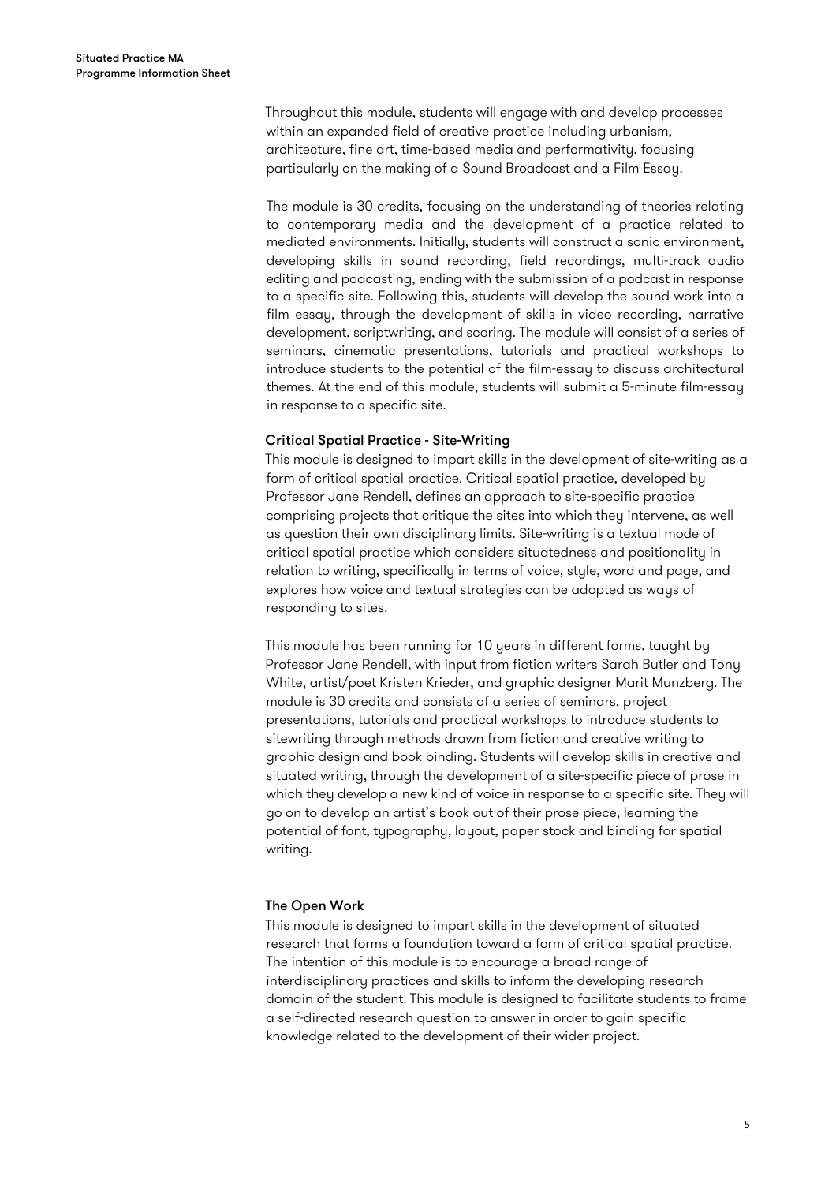Throughout this module, students will engage with and develop processes within an expanded field of creative practice including urbanism, architecture, fine art, time-based media and performativity, focusing particularly on the making of a Sound Broadcast and a Film Essay.

The module is 30 credits, focusing on the understanding of theories relating to contemporary media and the development of a practice related to mediated environments. Initially, students will construct a sonic environment, developing skills in sound recording, field recordings, multi-track audio editing and podcasting, ending with the submission of a podcast in response to a specific site. Following this, students will develop the sound work into a film essay, through the development of skills in video recording, narrative development, scriptwriting, and scoring. The module will consist of a series of seminars, cinematic presentations, tutorials and practical workshops to introduce students to the potential of the film-essay to discuss architectural themes. At the end of this module, students will submit a 5-minute film-essay in response to a specific site.

### Critical Spatial Practice - Site-Writing

This module is designed to impart skills in the development of site-writing as a form of critical spatial practice. Critical spatial practice, developed by Professor Jane Rendell, defines an approach to site-specific practice comprising projects that critique the sites into which they intervene, as well as question their own disciplinary limits. Site-writing is a textual mode of critical spatial practice which considers situatedness and positionality in relation to writing, specifically in terms of voice, style, word and page, and explores how voice and textual strategies can be adopted as ways of responding to sites.

This module has been running for 10 years in different forms, taught by Professor Jane Rendell, with input from fiction writers Sarah Butler and Tony White, artist/poet Kristen Krieder, and graphic designer Marit Munzberg. The module is 30 credits and consists of a series of seminars, project presentations, tutorials and practical workshops to introduce students to sitewriting through methods drawn from fiction and creative writing to graphic design and book binding. Students will develop skills in creative and situated writing, through the development of a site-specific piece of prose in which they develop a new kind of voice in response to a specific site. They will go on to develop an artist's book out of their prose piece, learning the potential of font, typography, layout, paper stock and binding for spatial writing.

### The Open Work

This module is designed to impart skills in the development of situated research that forms a foundation toward a form of critical spatial practice. The intention of this module is to encourage a broad range of interdisciplinary practices and skills to inform the developing research domain of the student. This module is designed to facilitate students to frame a self-directed research question to answer in order to gain specific knowledge related to the development of their wider project.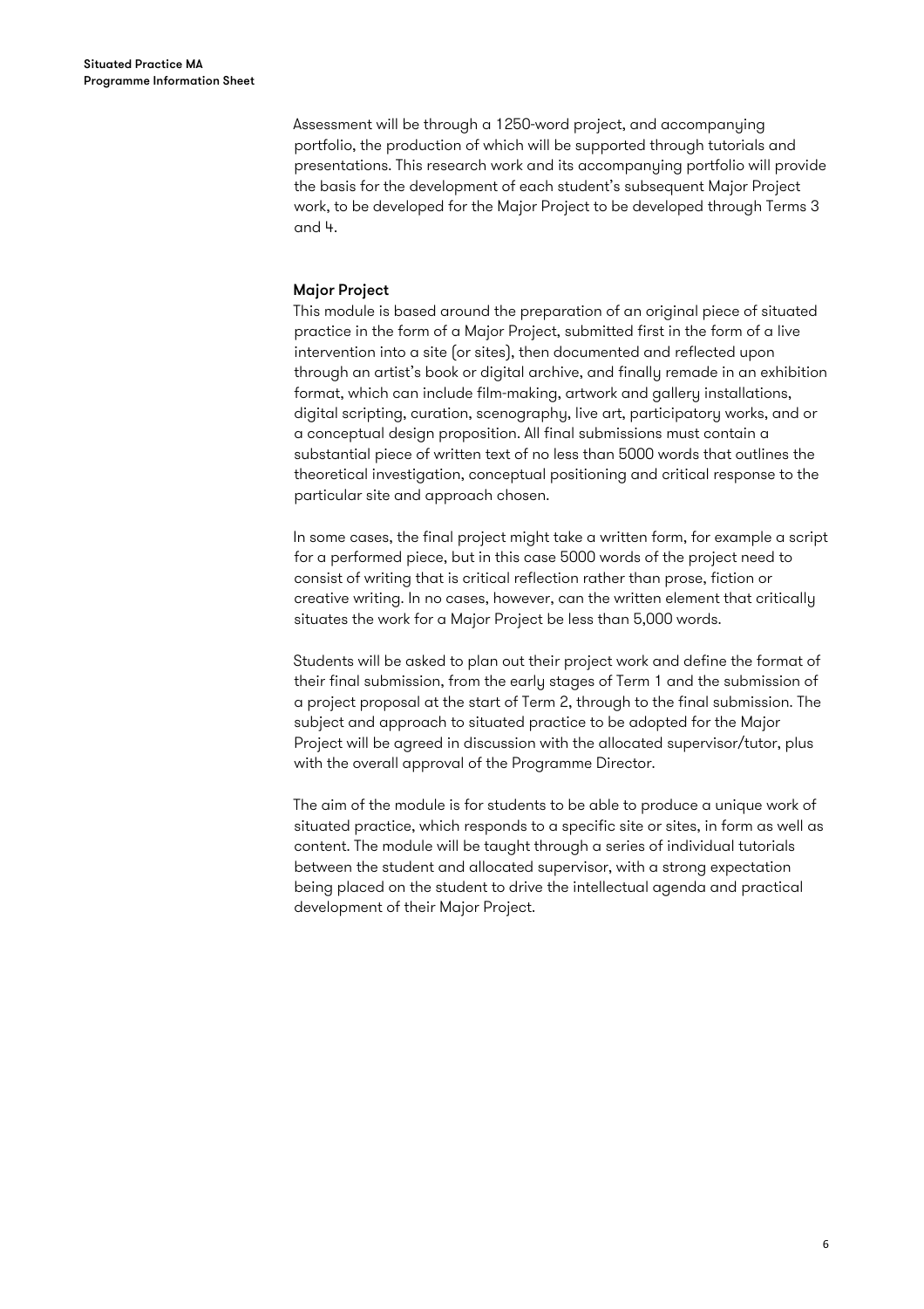Assessment will be through a 1250-word project, and accompanying portfolio, the production of which will be supported through tutorials and presentations. This research work and its accompanying portfolio will provide the basis for the development of each student's subsequent Major Project work, to be developed for the Major Project to be developed through Terms 3 and 4.

**Major Project**

This module is based around the preparation of an original piece of situated practice in the form of a Major Project, submitted first in the form of a live intervention into a site (or sites), then documented and reflected upon through an artist's book or digital archive, and finally remade in an exhibition format, which can include film-making, artwork and gallery installations, digital scripting, curation, scenography, live art, participatory works, and or a conceptual design proposition. All final submissions must contain a substantial piece of written text of no less than 5000 words that outlines the theoretical investigation, conceptual positioning and critical response to the particular site and approach chosen.

In some cases, the final project might take a written form, for example a script for a performed piece, but in this case 5000 words of the project need to consist of writing that is critical reflection rather than prose, fiction or creative writing. In no cases, however, can the written element that critically situates the work for a Major Project be less than 5,000 words.

Students will be asked to plan out their project work and define the format of their final submission, from the early stages of Term 1 and the submission of a project proposal at the start of Term 2, through to the final submission. The subject and approach to situated practice to be adopted for the Major Project will be agreed in discussion with the allocated supervisor/tutor, plus with the overall approval of the Programme Director.

The aim of the module is for students to be able to produce a unique work of situated practice, which responds to a specific site or sites, in form as well as content. The module will be taught through a series of individual tutorials between the student and allocated supervisor, with a strong expectation being placed on the student to drive the intellectual agenda and practical development of their Major Project.